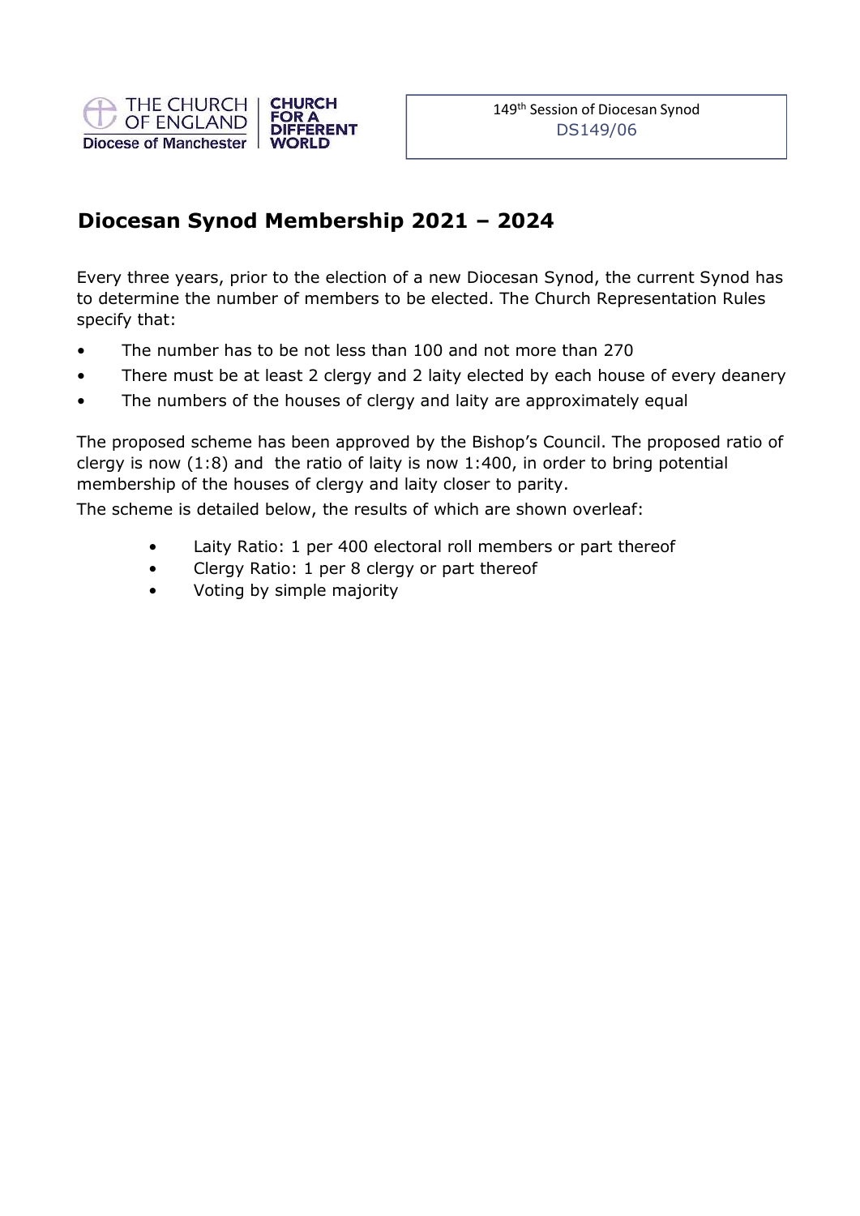149th Session of Diocesan Synod
DS149/06

# Diocesan Synod Membership 2021 – 2024

Every three years, prior to the election of a new Diocesan Synod, the current Synod has to determine the number of members to be elected. The Church Representation Rules specify that:

- The number has to be not less than 100 and not more than 270
- There must be at least 2 clergy and 2 laity elected by each house of every deanery
- The numbers of the houses of clergy and laity are approximately equal

The proposed scheme has been approved by the Bishop's Council. The proposed ratio of clergy is now (1:8) and the ratio of laity is now 1:400, in order to bring potential membership of the houses of clergy and laity closer to parity.

The scheme is detailed below, the results of which are shown overleaf:

- Laity Ratio: 1 per 400 electoral roll members or part thereof
- Clergy Ratio: 1 per 8 clergy or part thereof
- Voting by simple majority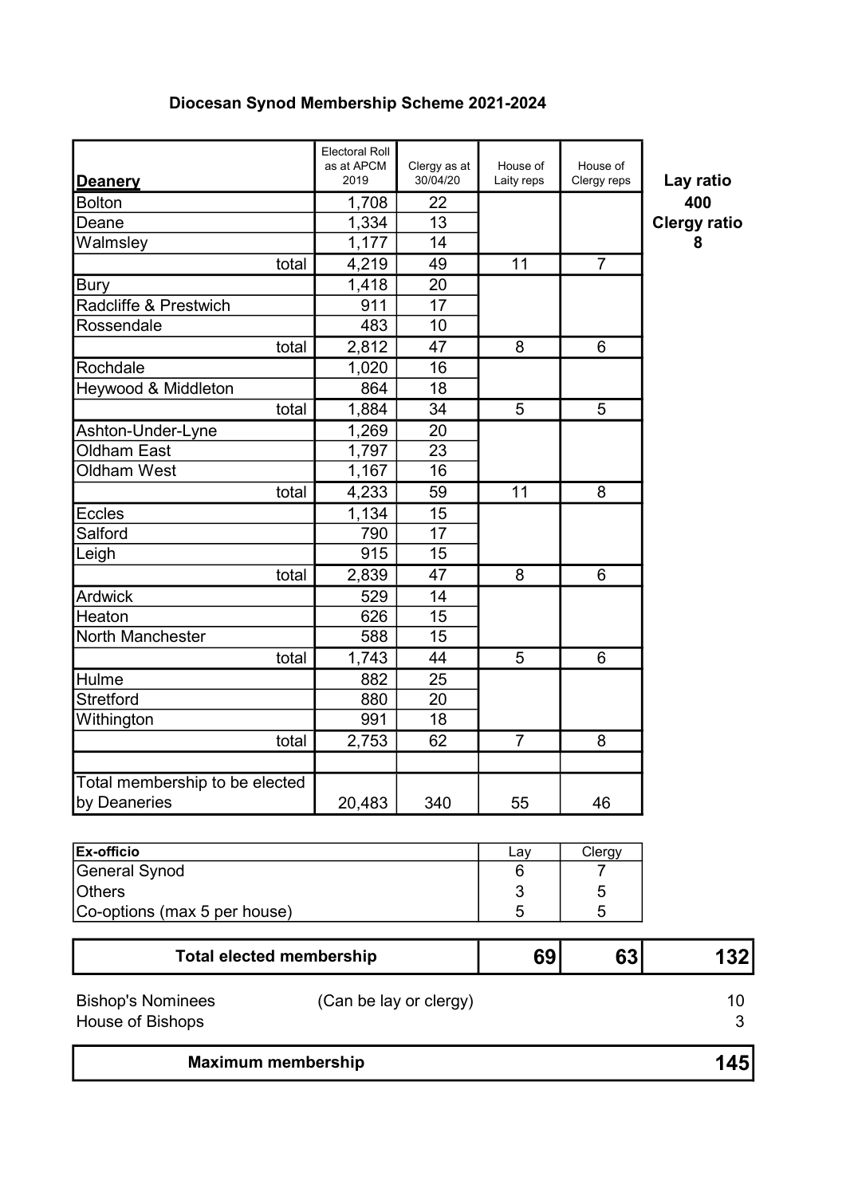## Diocesan Synod Membership Scheme 2021-2024

| **Deanery** | Electoral Roll as at APCM 2019 | Clergy as at 30/04/20 | House of Laity reps | House of Clergy reps |
|---|---|---|---|---|
| Bolton | 1,708 | 22 | | |
| Deane | 1,334 | 13 | | |
| Walmsley | 1,177 | 14 | | |
| total | 4,219 | 49 | 11 | 7 |
| Bury | 1,418 | 20 | | |
| Radcliffe & Prestwich | 911 | 17 | | |
| Rossendale | 483 | 10 | | |
| total | 2,812 | 47 | 8 | 6 |
| Rochdale | 1,020 | 16 | | |
| Heywood & Middleton | 864 | 18 | | |
| total | 1,884 | 34 | 5 | 5 |
| Ashton-Under-Lyne | 1,269 | 20 | | |
| Oldham East | 1,797 | 23 | | |
| Oldham West | 1,167 | 16 | | |
| total | 4,233 | 59 | 11 | 8 |
| Eccles | 1,134 | 15 | | |
| Salford | 790 | 17 | | |
| Leigh | 915 | 15 | | |
| total | 2,839 | 47 | 8 | 6 |
| Ardwick | 529 | 14 | | |
| Heaton | 626 | 15 | | |
| North Manchester | 588 | 15 | | |
| total | 1,743 | 44 | 5 | 6 |
| Hulme | 882 | 25 | | |
| Stretford | 880 | 20 | | |
| Withington | 991 | 18 | | |
| total | 2,753 | 62 | 7 | 8 |
| | | | | |
| Total membership to be elected by Deaneries | 20,483 | 340 | 55 | 46 |

**Lay ratio** **400**
**Clergy ratio** **8**

| **Ex-officio** | Lay | Clergy |
|---|---|---|
| General Synod | 6 | 7 |
| Others | 3 | 5 |
| Co-options (max 5 per house) | 5 | 5 |

| | | | |
|---|---|---|---|
| **Total elected membership** | **69** | **63** | **132** |

| | | |
|---|---|---|
| Bishop's Nominees | (Can be lay or clergy) | 10 |
| House of Bishops | | 3 |

| | |
|---|---|
| **Maximum membership** | **145** |